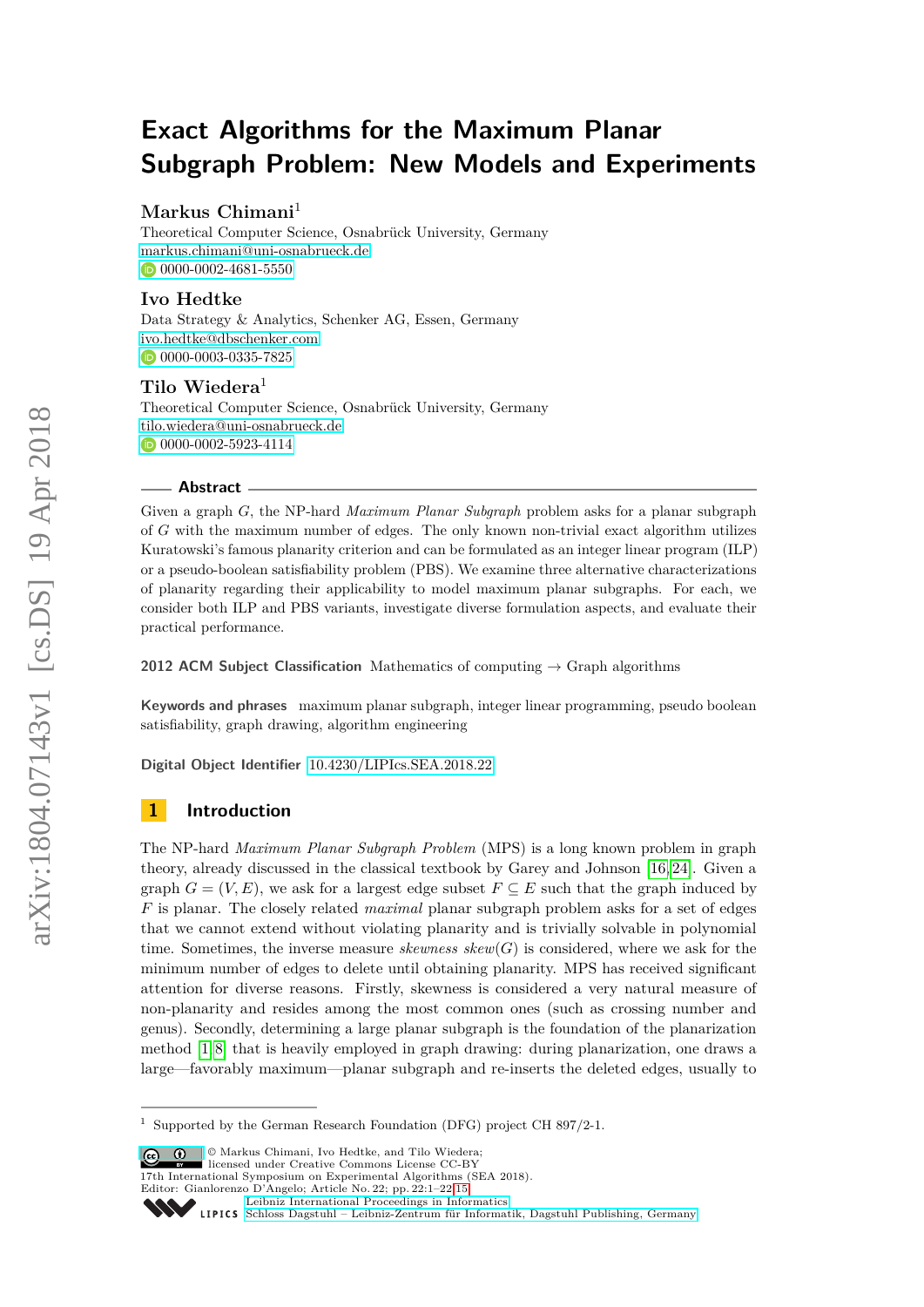# Exact Algorithms for the Maximum Planar Subgraph Problem: New Models and Experiments

**Markus Chimani**[1]
Theoretical Computer Science, Osnabrück University, Germany
markus.chimani@uni-osnabrueck.de
0000-0002-4681-5550

**Ivo Hedtke**
Data Strategy & Analytics, Schenker AG, Essen, Germany
ivo.hedtke@dbschenker.com
0000-0003-0335-7825

**Tilo Wiedera**[1]
Theoretical Computer Science, Osnabrück University, Germany
tilo.wiedera@uni-osnabrueck.de
0000-0002-5923-4114

## Abstract

Given a graph $G$, the NP-hard *Maximum Planar Subgraph* problem asks for a planar subgraph of $G$ with the maximum number of edges. The only known non-trivial exact algorithm utilizes Kuratowski's famous planarity criterion and can be formulated as an integer linear program (ILP) or a pseudo-boolean satisfiability problem (PBS). We examine three alternative characterizations of planarity regarding their applicability to model maximum planar subgraphs. For each, we consider both ILP and PBS variants, investigate diverse formulation aspects, and evaluate their practical performance.

**2012 ACM Subject Classification** Mathematics of computing → Graph algorithms

**Keywords and phrases** maximum planar subgraph, integer linear programming, pseudo boolean satisfiability, graph drawing, algorithm engineering

**Digital Object Identifier** 10.4230/LIPIcs.SEA.2018.22

## 1 Introduction

The NP-hard *Maximum Planar Subgraph Problem* (MPS) is a long known problem in graph theory, already discussed in the classical textbook by Garey and Johnson [16, 24]. Given a graph $G = (V, E)$, we ask for a largest edge subset $F \subseteq E$ such that the graph induced by $F$ is planar. The closely related *maximal* planar subgraph problem asks for a set of edges that we cannot extend without violating planarity and is trivially solvable in polynomial time. Sometimes, the inverse measure *skewness* $skew(G)$ is considered, where we ask for the minimum number of edges to delete until obtaining planarity. MPS has received significant attention for diverse reasons. Firstly, skewness is considered a very natural measure of non-planarity and resides among the most common ones (such as crossing number and genus). Secondly, determining a large planar subgraph is the foundation of the planarization method [1, 8] that is heavily employed in graph drawing: during planarization, one draws a large—favorably maximum—planar subgraph and re-inserts the deleted edges, usually to

[1] Supported by the German Research Foundation (DFG) project CH 897/2-1.

© Markus Chimani, Ivo Hedtke, and Tilo Wiedera;
licensed under Creative Commons License CC-BY
17th International Symposium on Experimental Algorithms (SEA 2018).
Editor: Gianlorenzo D'Angelo; Article No. 22; pp. 22:1–22:15
Leibniz International Proceedings in Informatics
Schloss Dagstuhl – Leibniz-Zentrum für Informatik, Dagstuhl Publishing, Germany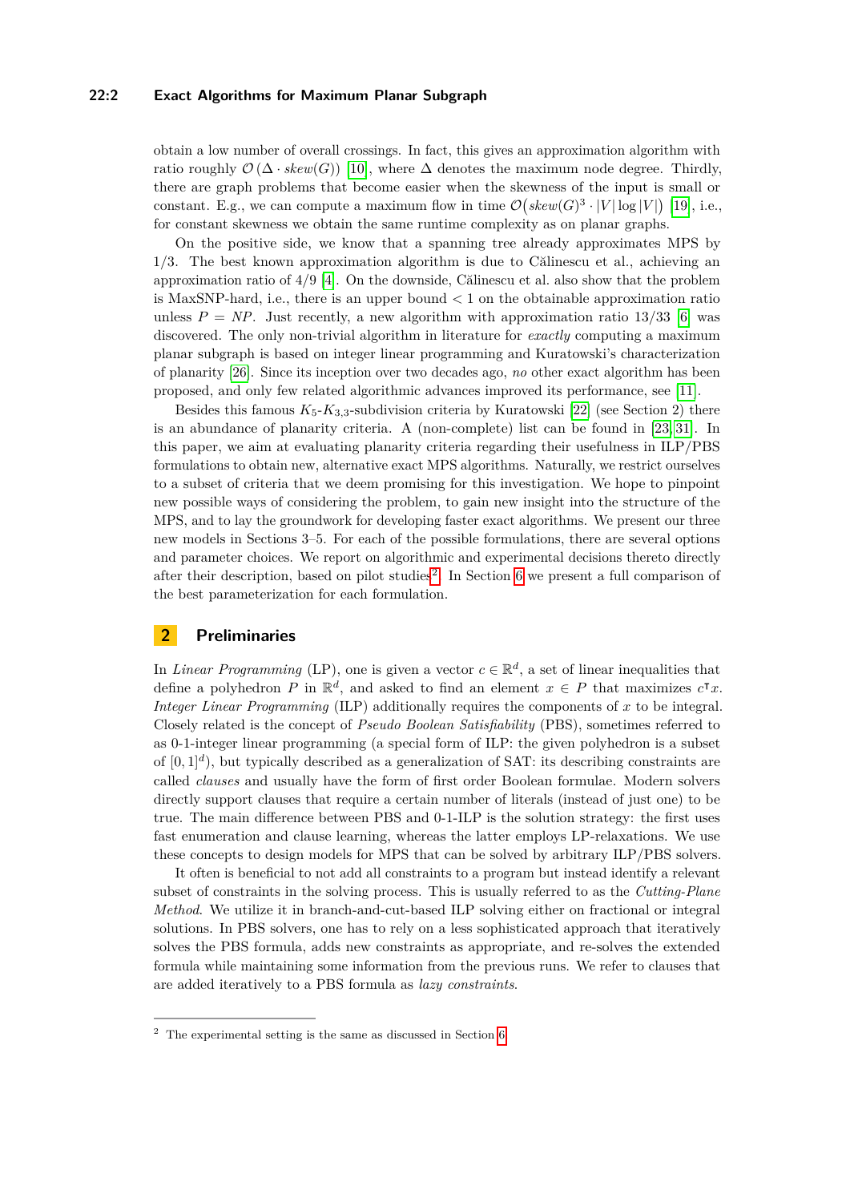obtain a low number of overall crossings. In fact, this gives an approximation algorithm with ratio roughly $\mathcal{O}(\Delta \cdot skew(G))$ [10], where $\Delta$ denotes the maximum node degree. Thirdly, there are graph problems that become easier when the skewness of the input is small or constant. E.g., we can compute a maximum flow in time $\mathcal{O}(skew(G)^3 \cdot |V| \log |V|)$ [19], i.e., for constant skewness we obtain the same runtime complexity as on planar graphs.

On the positive side, we know that a spanning tree already approximates MPS by 1/3. The best known approximation algorithm is due to Călinescu et al., achieving an approximation ratio of 4/9 [4]. On the downside, Călinescu et al. also show that the problem is MaxSNP-hard, i.e., there is an upper bound $< 1$ on the obtainable approximation ratio unless $P = NP$. Just recently, a new algorithm with approximation ratio 13/33 [6] was discovered. The only non-trivial algorithm in literature for *exactly* computing a maximum planar subgraph is based on integer linear programming and Kuratowski's characterization of planarity [26]. Since its inception over two decades ago, *no* other exact algorithm has been proposed, and only few related algorithmic advances improved its performance, see [11].

Besides this famous $K_5$-$K_{3,3}$-subdivision criteria by Kuratowski [22] (see Section 2) there is an abundance of planarity criteria. A (non-complete) list can be found in [23, 31]. In this paper, we aim at evaluating planarity criteria regarding their usefulness in ILP/PBS formulations to obtain new, alternative exact MPS algorithms. Naturally, we restrict ourselves to a subset of criteria that we deem promising for this investigation. We hope to pinpoint new possible ways of considering the problem, to gain new insight into the structure of the MPS, and to lay the groundwork for developing faster exact algorithms. We present our three new models in Sections 3–5. For each of the possible formulations, there are several options and parameter choices. We report on algorithmic and experimental decisions thereto directly after their description, based on pilot studies[2]. In Section 6 we present a full comparison of the best parameterization for each formulation.

## 2 Preliminaries

In *Linear Programming* (LP), one is given a vector $c \in \mathbb{R}^d$, a set of linear inequalities that define a polyhedron $P$ in $\mathbb{R}^d$, and asked to find an element $x \in P$ that maximizes $c^\intercal x$. *Integer Linear Programming* (ILP) additionally requires the components of $x$ to be integral. Closely related is the concept of *Pseudo Boolean Satisfiability* (PBS), sometimes referred to as 0-1-integer linear programming (a special form of ILP: the given polyhedron is a subset of $[0,1]^d$), but typically described as a generalization of SAT: its describing constraints are called *clauses* and usually have the form of first order Boolean formulae. Modern solvers directly support clauses that require a certain number of literals (instead of just one) to be true. The main difference between PBS and 0-1-ILP is the solution strategy: the first uses fast enumeration and clause learning, whereas the latter employs LP-relaxations. We use these concepts to design models for MPS that can be solved by arbitrary ILP/PBS solvers.

It often is beneficial to not add all constraints to a program but instead identify a relevant subset of constraints in the solving process. This is usually referred to as the *Cutting-Plane Method*. We utilize it in branch-and-cut-based ILP solving either on fractional or integral solutions. In PBS solvers, one has to rely on a less sophisticated approach that iteratively solves the PBS formula, adds new constraints as appropriate, and re-solves the extended formula while maintaining some information from the previous runs. We refer to clauses that are added iteratively to a PBS formula as *lazy constraints*.

---

[2] The experimental setting is the same as discussed in Section 6.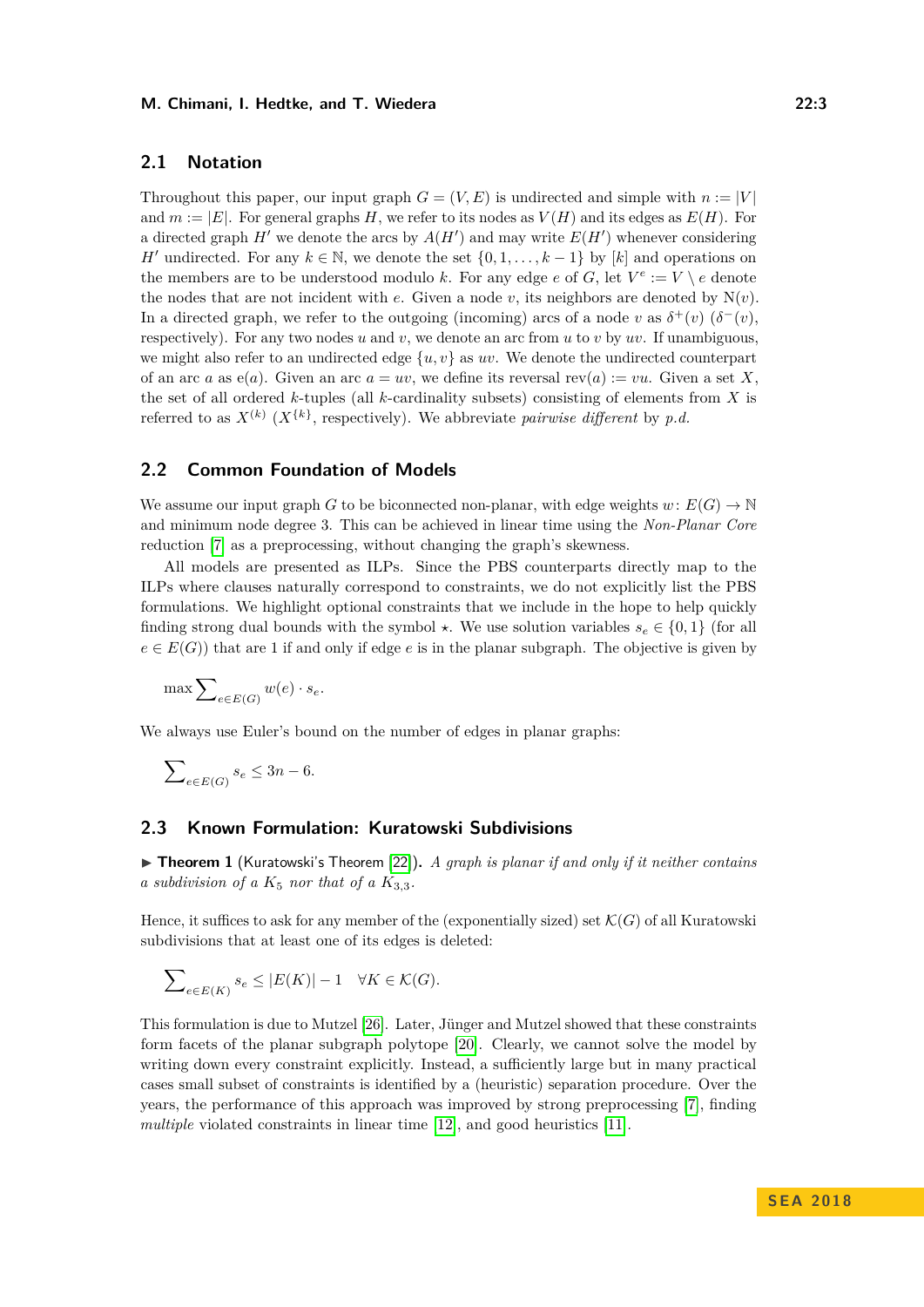## 2.1 Notation

Throughout this paper, our input graph $G = (V, E)$ is undirected and simple with $n := |V|$ and $m := |E|$. For general graphs $H$, we refer to its nodes as $V(H)$ and its edges as $E(H)$. For a directed graph $H'$ we denote the arcs by $A(H')$ and may write $E(H')$ whenever considering $H'$ undirected. For any $k \in \mathbb{N}$, we denote the set $\{0, 1, \dots, k-1\}$ by $[k]$ and operations on the members are to be understood modulo $k$. For any edge $e$ of $G$, let $V^e := V \setminus e$ denote the nodes that are not incident with $e$. Given a node $v$, its neighbors are denoted by $\mathrm{N}(v)$. In a directed graph, we refer to the outgoing (incoming) arcs of a node $v$ as $\delta^+(v)$ ($\delta^-(v)$, respectively). For any two nodes $u$ and $v$, we denote an arc from $u$ to $v$ by $uv$. If unambiguous, we might also refer to an undirected edge $\{u, v\}$ as $uv$. We denote the undirected counterpart of an arc $a$ as $\mathrm{e}(a)$. Given an arc $a = uv$, we define its reversal $\mathrm{rev}(a) := vu$. Given a set $X$, the set of all ordered $k$-tuples (all $k$-cardinality subsets) consisting of elements from $X$ is referred to as $X^{(k)}$ ($X^{\{k\}}$, respectively). We abbreviate *pairwise different* by *p.d.*

## 2.2 Common Foundation of Models

We assume our input graph $G$ to be biconnected non-planar, with edge weights $w \colon E(G) \to \mathbb{N}$ and minimum node degree 3. This can be achieved in linear time using the *Non-Planar Core* reduction [7] as a preprocessing, without changing the graph's skewness.

All models are presented as ILPs. Since the PBS counterparts directly map to the ILPs where clauses naturally correspond to constraints, we do not explicitly list the PBS formulations. We highlight optional constraints that we include in the hope to help quickly finding strong dual bounds with the symbol $\star$. We use solution variables $s_e \in \{0, 1\}$ (for all $e \in E(G)$) that are 1 if and only if edge $e$ is in the planar subgraph. The objective is given by

$$\max \sum\nolimits_{e \in E(G)} w(e) \cdot s_e.$$

We always use Euler's bound on the number of edges in planar graphs:

$$\sum\nolimits_{e \in E(G)} s_e \leq 3n - 6.$$

## 2.3 Known Formulation: Kuratowski Subdivisions

▶ **Theorem 1** (Kuratowski's Theorem [22]). *A graph is planar if and only if it neither contains a subdivision of a $K_5$ nor that of a $K_{3,3}$.*

Hence, it suffices to ask for any member of the (exponentially sized) set $\mathcal{K}(G)$ of all Kuratowski subdivisions that at least one of its edges is deleted:

$$\sum\nolimits_{e \in E(K)} s_e \leq |E(K)| - 1 \quad \forall K \in \mathcal{K}(G).$$

This formulation is due to Mutzel [26]. Later, Jünger and Mutzel showed that these constraints form facets of the planar subgraph polytope [20]. Clearly, we cannot solve the model by writing down every constraint explicitly. Instead, a sufficiently large but in many practical cases small subset of constraints is identified by a (heuristic) separation procedure. Over the years, the performance of this approach was improved by strong preprocessing [7], finding *multiple* violated constraints in linear time [12], and good heuristics [11].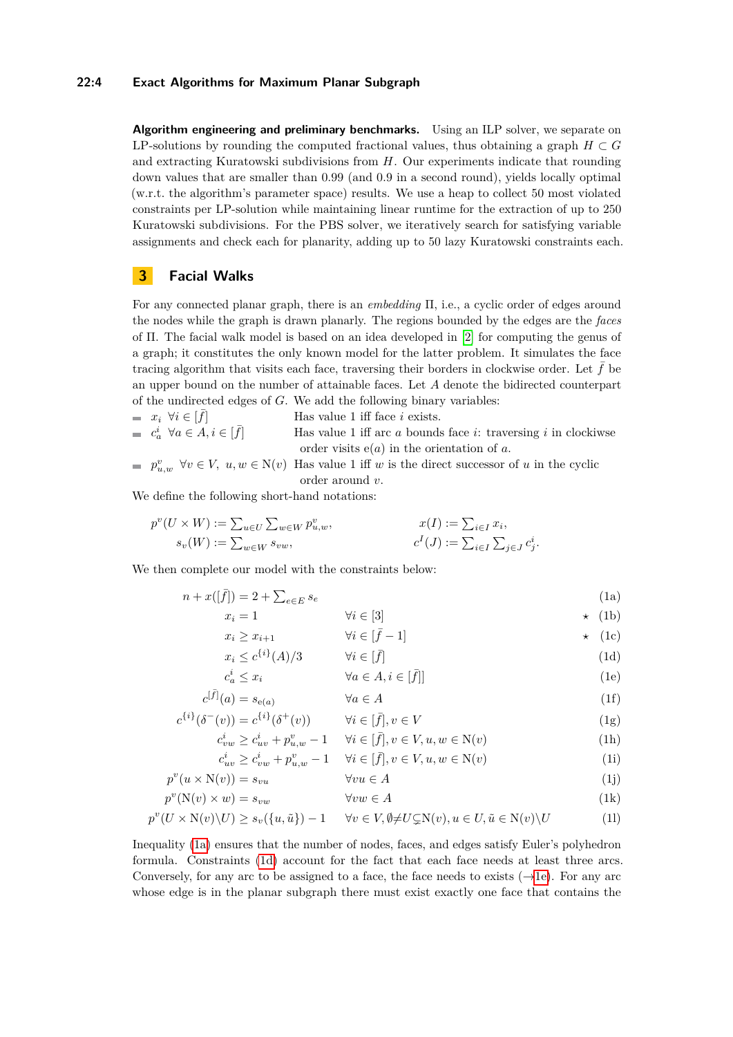**Algorithm engineering and preliminary benchmarks.** Using an ILP solver, we separate on LP-solutions by rounding the computed fractional values, thus obtaining a graph $H \subset G$ and extracting Kuratowski subdivisions from $H$. Our experiments indicate that rounding down values that are smaller than 0.99 (and 0.9 in a second round), yields locally optimal (w.r.t. the algorithm's parameter space) results. We use a heap to collect 50 most violated constraints per LP-solution while maintaining linear runtime for the extraction of up to 250 Kuratowski subdivisions. For the PBS solver, we iteratively search for satisfying variable assignments and check each for planarity, adding up to 50 lazy Kuratowski constraints each.

## 3 Facial Walks

For any connected planar graph, there is an *embedding* $\Pi$, i.e., a cyclic order of edges around the nodes while the graph is drawn planarly. The regions bounded by the edges are the *faces* of $\Pi$. The facial walk model is based on an idea developed in [2] for computing the genus of a graph; it constitutes the only known model for the latter problem. It simulates the face tracing algorithm that visits each face, traversing their borders in clockwise order. Let $\bar{f}$ be an upper bound on the number of attainable faces. Let $A$ denote the bidirected counterpart of the undirected edges of $G$. We add the following binary variables:

- $x_i \;\; \forall i \in [\bar{f}]$ — Has value 1 iff face $i$ exists.
- $c_a^i \;\; \forall a \in A, i \in [\bar{f}]$ — Has value 1 iff arc $a$ bounds face $i$: traversing $i$ in clockwise order visits $\mathrm{e}(a)$ in the orientation of $a$.
- $p_{u,w}^v \;\; \forall v \in V,\; u, w \in \mathrm{N}(v)$ — Has value 1 iff $w$ is the direct successor of $u$ in the cyclic order around $v$.

We define the following short-hand notations:

$$p^v(U \times W) := \sum_{u\in U} \sum_{w\in W} p^v_{u,w}, \qquad x(I) := \sum_{i\in I} x_i,$$
$$s_v(W) := \sum_{w\in W} s_{vw}, \qquad c^I(J) := \sum_{i\in I} \sum_{j\in J} c^i_j.$$

We then complete our model with the constraints below:

$$n + x([\bar{f}]) = 2 + \sum_{e\in E} s_e \tag{1a}$$
$$x_i = 1 \qquad \forall i \in [3] \qquad \star \tag{1b}$$
$$x_i \geq x_{i+1} \qquad \forall i \in [\bar{f} - 1] \qquad \star \tag{1c}$$
$$x_i \leq c^{\{i\}}(A)/3 \qquad \forall i \in [\bar{f}] \tag{1d}$$
$$c^i_a \leq x_i \qquad \forall a \in A, i \in [\bar{f}]] \tag{1e}$$
$$c^{[\bar{f}]}(a) = s_{\mathrm{e}(a)} \qquad \forall a \in A \tag{1f}$$
$$c^{\{i\}}(\delta^-(v)) = c^{\{i\}}(\delta^+(v)) \qquad \forall i \in [\bar{f}], v \in V \tag{1g}$$
$$c^i_{vw} \geq c^i_{uv} + p^v_{u,w} - 1 \qquad \forall i \in [\bar{f}], v \in V, u, w \in \mathrm{N}(v) \tag{1h}$$
$$c^i_{uv} \geq c^i_{vw} + p^v_{u,w} - 1 \qquad \forall i \in [\bar{f}], v \in V, u, w \in \mathrm{N}(v) \tag{1i}$$
$$p^v(u \times \mathrm{N}(v)) = s_{vu} \qquad \forall vu \in A \tag{1j}$$
$$p^v(\mathrm{N}(v) \times w) = s_{vw} \qquad \forall vw \in A \tag{1k}$$
$$p^v(U \times \mathrm{N}(v)\backslash U) \geq s_v(\{u, \tilde{u}\}) - 1 \qquad \forall v \in V, \emptyset{\neq}U{\subsetneq}\mathrm{N}(v), u \in U, \tilde{u} \in \mathrm{N}(v)\backslash U \tag{1l}$$

Inequality (1a) ensures that the number of nodes, faces, and edges satisfy Euler's polyhedron formula. Constraints (1d) account for the fact that each face needs at least three arcs. Conversely, for any arc to be assigned to a face, the face needs to exists (→1e). For any arc whose edge is in the planar subgraph there must exist exactly one face that contains the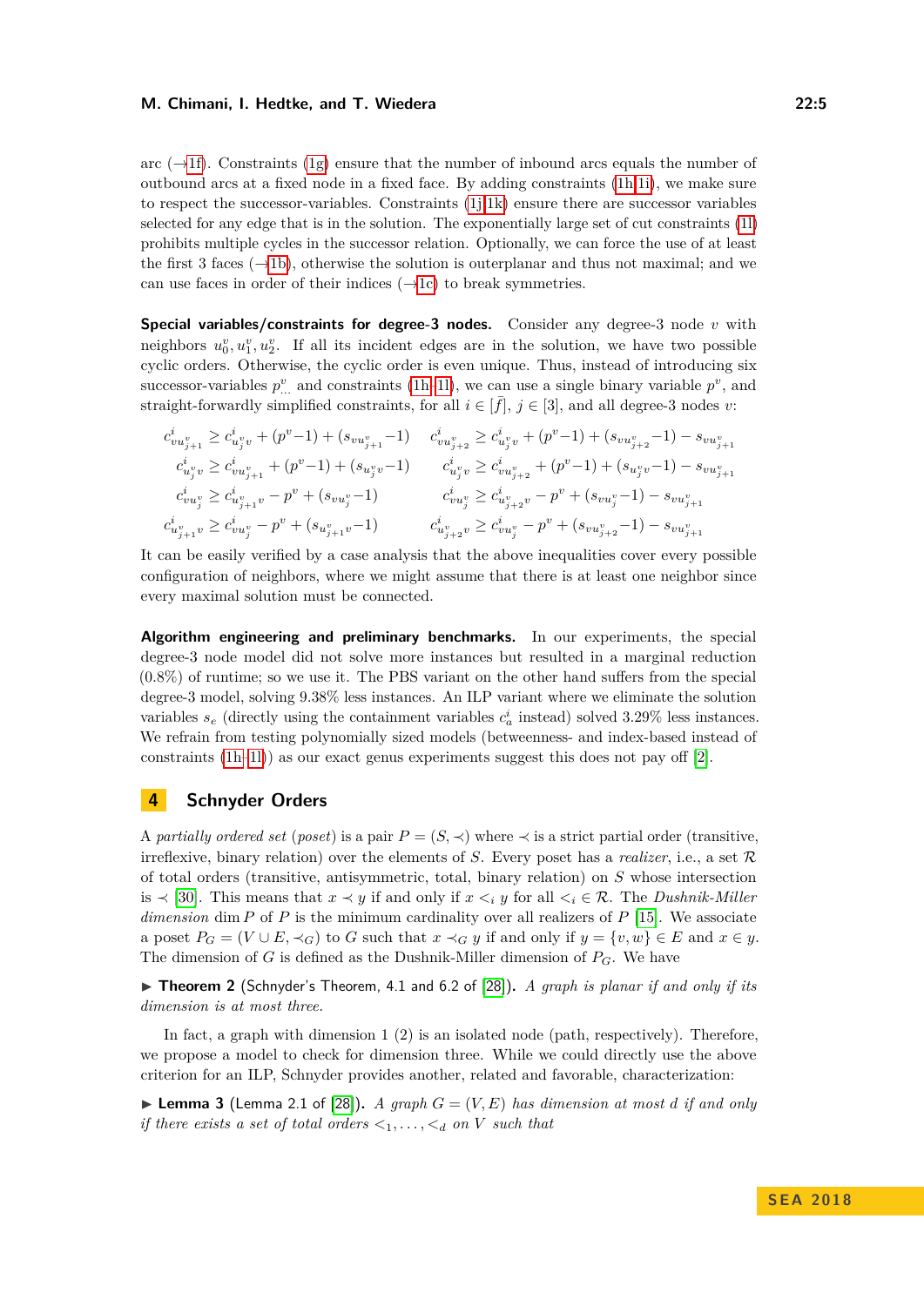arc (→1f). Constraints (1g) ensure that the number of inbound arcs equals the number of outbound arcs at a fixed node in a fixed face. By adding constraints (1h,1i), we make sure to respect the successor-variables. Constraints (1j,1k) ensure there are successor variables selected for any edge that is in the solution. The exponentially large set of cut constraints (1l) prohibits multiple cycles in the successor relation. Optionally, we can force the use of at least the first 3 faces (→1b), otherwise the solution is outerplanar and thus not maximal; and we can use faces in order of their indices (→1c) to break symmetries.

**Special variables/constraints for degree-3 nodes.** Consider any degree-3 node $v$ with neighbors $u_0^v, u_1^v, u_2^v$. If all its incident edges are in the solution, we have two possible cyclic orders. Otherwise, the cyclic order is even unique. Thus, instead of introducing six successor-variables $p^v_{\dots}$ and constraints (1h–1l), we can use a single binary variable $p^v$, and straight-forwardly simplified constraints, for all $i \in [\bar{f}]$, $j \in [3]$, and all degree-3 nodes $v$:

$$
\begin{aligned}
c^i_{vu^v_{j+1}} &\geq c^i_{u^v_j v} + (p^v-1) + (s_{vu^v_{j+1}}-1) & \quad c^i_{vu^v_{j+2}} &\geq c^i_{u^v_j v} + (p^v-1) + (s_{vu^v_{j+2}}-1) - s_{vu^v_{j+1}} \\
c^i_{u^v_j v} &\geq c^i_{vu^v_{j+1}} + (p^v-1) + (s_{u^v_j v}-1) & \quad c^i_{u^v_j v} &\geq c^i_{vu^v_{j+2}} + (p^v-1) + (s_{u^v_j v}-1) - s_{vu^v_{j+1}} \\
c^i_{vu^v_j} &\geq c^i_{u^v_{j+1} v} - p^v + (s_{vu^v_j}-1) & \quad c^i_{vu^v_j} &\geq c^i_{u^v_{j+2} v} - p^v + (s_{vu^v_j}-1) - s_{vu^v_{j+1}} \\
c^i_{u^v_{j+1} v} &\geq c^i_{vu^v_j} - p^v + (s_{u^v_{j+1} v}-1) & \quad c^i_{u^v_{j+2} v} &\geq c^i_{vu^v_j} - p^v + (s_{vu^v_{j+2}}-1) - s_{vu^v_{j+1}}
\end{aligned}
$$

It can be easily verified by a case analysis that the above inequalities cover every possible configuration of neighbors, where we might assume that there is at least one neighbor since every maximal solution must be connected.

**Algorithm engineering and preliminary benchmarks.** In our experiments, the special degree-3 node model did not solve more instances but resulted in a marginal reduction (0.8%) of runtime; so we use it. The PBS variant on the other hand suffers from the special degree-3 model, solving 9.38% less instances. An ILP variant where we eliminate the solution variables $s_e$ (directly using the containment variables $c^i_a$ instead) solved 3.29% less instances. We refrain from testing polynomially sized models (betweenness- and index-based instead of constraints (1h–1l)) as our exact genus experiments suggest this does not pay off [2].

## 4 Schnyder Orders

A *partially ordered set* (*poset*) is a pair $P = (S, \prec)$ where $\prec$ is a strict partial order (transitive, irreflexive, binary relation) over the elements of $S$. Every poset has a *realizer*, i.e., a set $\mathcal{R}$ of total orders (transitive, antisymmetric, total, binary relation) on $S$ whose intersection is $\prec$ [30]. This means that $x \prec y$ if and only if $x <_i y$ for all $<_i \in \mathcal{R}$. The *Dushnik-Miller dimension* $\dim P$ of $P$ is the minimum cardinality over all realizers of $P$ [15]. We associate a poset $P_G = (V \cup E, \prec_G)$ to $G$ such that $x \prec_G y$ if and only if $y = \{v, w\} \in E$ and $x \in y$. The dimension of $G$ is defined as the Dushnik-Miller dimension of $P_G$. We have

▶ **Theorem 2** (Schnyder's Theorem, 4.1 and 6.2 of [28]). *A graph is planar if and only if its dimension is at most three.*

In fact, a graph with dimension 1 (2) is an isolated node (path, respectively). Therefore, we propose a model to check for dimension three. While we could directly use the above criterion for an ILP, Schnyder provides another, related and favorable, characterization:

▶ **Lemma 3** (Lemma 2.1 of [28]). *A graph $G = (V, E)$ has dimension at most $d$ if and only if there exists a set of total orders $<_1, \dots, <_d$ on $V$ such that*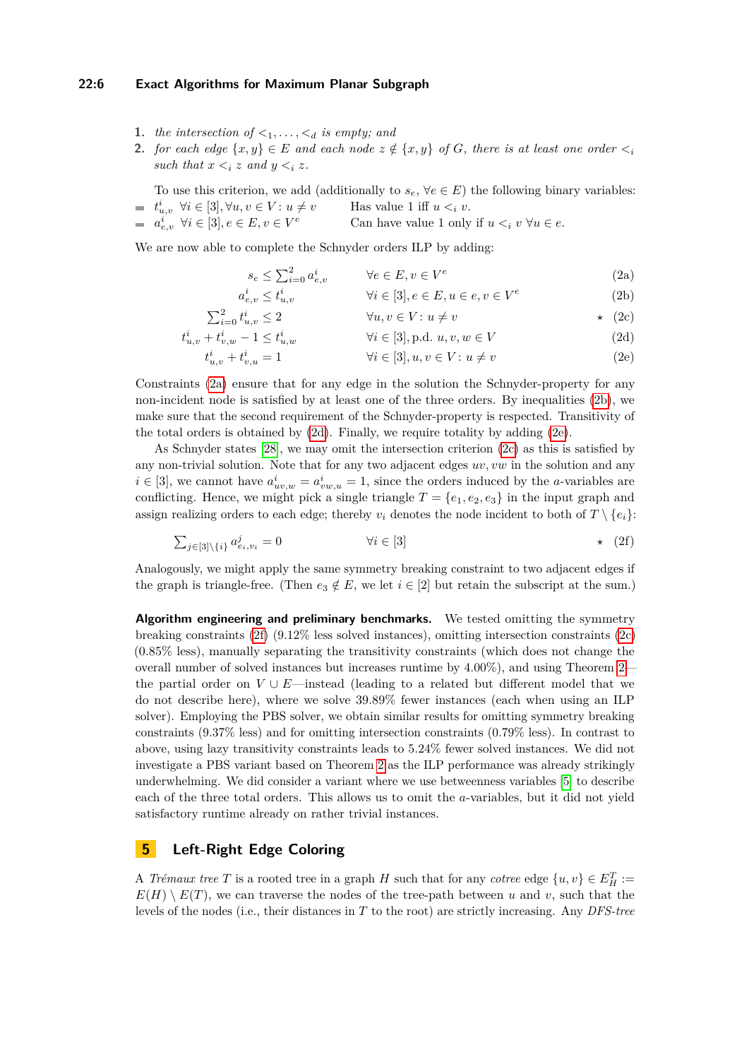1. *the intersection of* $<_1, \dots, <_d$ *is empty; and*
2. *for each edge* $\{x, y\} \in E$ *and each node* $z \notin \{x, y\}$ *of* $G$*, there is at least one order* $<_i$ *such that* $x <_i z$ *and* $y <_i z$*.*

To use this criterion, we add (additionally to $s_e$, $\forall e \in E$) the following binary variables:

- $t^i_{u,v}$ $\forall i \in [3], \forall u, v \in V : u \neq v$ — Has value 1 iff $u <_i v$.
- $a^i_{e,v}$ $\forall i \in [3], e \in E, v \in V^e$ — Can have value 1 only if $u <_i v$ $\forall u \in e$.

We are now able to complete the Schnyder orders ILP by adding:

$$s_e \leq \sum_{i=0}^{2} a^i_{e,v} \qquad \forall e \in E, v \in V^e \tag{2a}$$

$$a^i_{e,v} \leq t^i_{u,v} \qquad \forall i \in [3], e \in E, u \in e, v \in V^e \tag{2b}$$

$$\sum_{i=0}^{2} t^i_{u,v} \leq 2 \qquad \forall u, v \in V : u \neq v \qquad \star \tag{2c}$$

$$t^i_{u,v} + t^i_{v,w} - 1 \leq t^i_{u,w} \qquad \forall i \in [3], \text{p.d. } u, v, w \in V \tag{2d}$$

$$t^i_{u,v} + t^i_{v,u} = 1 \qquad \forall i \in [3], u, v \in V : u \neq v \tag{2e}$$

Constraints (2a) ensure that for any edge in the solution the Schnyder-property for any non-incident node is satisfied by at least one of the three orders. By inequalities (2b), we make sure that the second requirement of the Schnyder-property is respected. Transitivity of the total orders is obtained by (2d). Finally, we require totality by adding (2e).

As Schnyder states [28], we may omit the intersection criterion (2c) as this is satisfied by any non-trivial solution. Note that for any two adjacent edges $uv, vw$ in the solution and any $i \in [3]$, we cannot have $a^i_{uv,w} = a^i_{vw,u} = 1$, since the orders induced by the $a$-variables are conflicting. Hence, we might pick a single triangle $T = \{e_1, e_2, e_3\}$ in the input graph and assign realizing orders to each edge; thereby $v_i$ denotes the node incident to both of $T \setminus \{e_i\}$:

$$\sum_{j \in [3] \setminus \{i\}} a^j_{e_i, v_i} = 0 \qquad \forall i \in [3] \qquad \star \tag{2f}$$

Analogously, we might apply the same symmetry breaking constraint to two adjacent edges if the graph is triangle-free. (Then $e_3 \notin E$, we let $i \in [2]$ but retain the subscript at the sum.)

**Algorithm engineering and preliminary benchmarks.** We tested omitting the symmetry breaking constraints (2f) (9.12% less solved instances), omitting intersection constraints (2c) (0.85% less), manually separating the transitivity constraints (which does not change the overall number of solved instances but increases runtime by 4.00%), and using Theorem 2—the partial order on $V \cup E$—instead (leading to a related but different model that we do not describe here), where we solve 39.89% fewer instances (each when using an ILP solver). Employing the PBS solver, we obtain similar results for omitting symmetry breaking constraints (9.37% less) and for omitting intersection constraints (0.79% less). In contrast to above, using lazy transitivity constraints leads to 5.24% fewer solved instances. We did not investigate a PBS variant based on Theorem 2 as the ILP performance was already strikingly underwhelming. We did consider a variant where we use betweenness variables [5] to describe each of the three total orders. This allows us to omit the $a$-variables, but it did not yield satisfactory runtime already on rather trivial instances.

## 5 Left-Right Edge Coloring

A *Trémaux tree* $T$ is a rooted tree in a graph $H$ such that for any *cotree* edge $\{u, v\} \in E^T_H := E(H) \setminus E(T)$, we can traverse the nodes of the tree-path between $u$ and $v$, such that the levels of the nodes (i.e., their distances in $T$ to the root) are strictly increasing. Any *DFS-tree*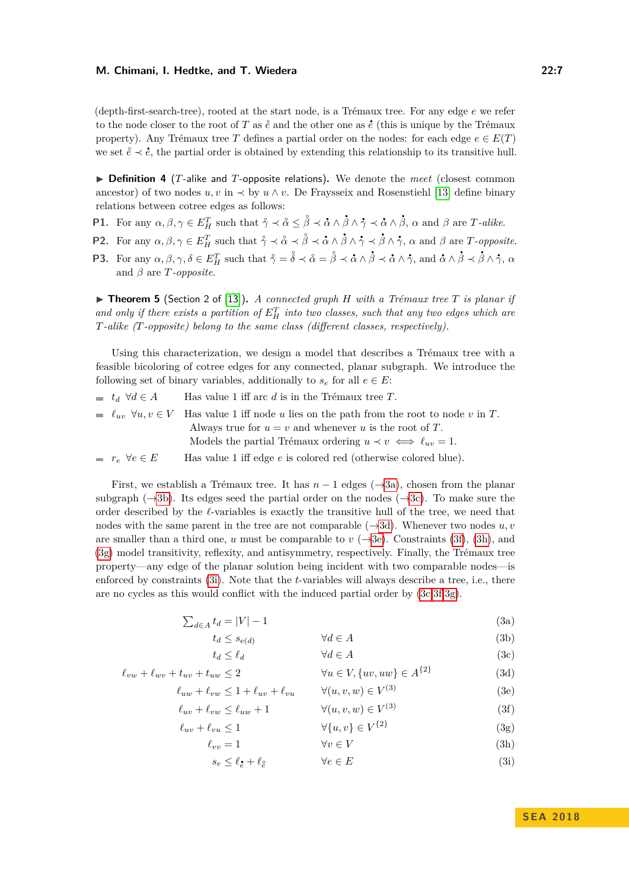(depth-first-search-tree), rooted at the start node, is a Trémaux tree. For any edge $e$ we refer to the node closer to the root of $T$ as $\mathring{e}$ and the other one as $\dot{e}$ (this is unique by the Trémaux property). Any Trémaux tree $T$ defines a partial order on the nodes: for each edge $e \in E(T)$ we set $\mathring{e} \prec \dot{e}$, the partial order is obtained by extending this relationship to its transitive hull.

▶ **Definition 4** ($T$-alike and $T$-opposite relations). We denote the *meet* (closest common ancestor) of two nodes $u, v$ in $\prec$ by $u \wedge v$. De Fraysseix and Rosenstiehl [13] define binary relations between cotree edges as follows:

**P1.** For any $\alpha, \beta, \gamma \in E_H^T$ such that $\mathring{\gamma} \prec \mathring{\alpha} \leq \mathring{\beta} \prec \dot{\alpha} \wedge \dot{\beta} \wedge \dot{\gamma} \prec \dot{\alpha} \wedge \dot{\beta}$, $\alpha$ and $\beta$ are *$T$-alike*.

**P2.** For any $\alpha, \beta, \gamma \in E_H^T$ such that $\mathring{\gamma} \prec \mathring{\alpha} \prec \mathring{\beta} \prec \dot{\alpha} \wedge \dot{\beta} \wedge \dot{\gamma} \prec \dot{\beta} \wedge \dot{\gamma}$, $\alpha$ and $\beta$ are *$T$-opposite*.

**P3.** For any $\alpha, \beta, \gamma, \delta \in E_H^T$ such that $\mathring{\gamma} = \mathring{\delta} \prec \mathring{\alpha} = \mathring{\beta} \prec \dot{\alpha} \wedge \dot{\beta} \prec \dot{\alpha} \wedge \dot{\gamma}$, and $\dot{\alpha} \wedge \dot{\beta} \prec \dot{\beta} \wedge \dot{\gamma}$, $\alpha$ and $\beta$ are *$T$-opposite*.

▶ **Theorem 5** (Section 2 of [13]). *A connected graph $H$ with a Trémaux tree $T$ is planar if and only if there exists a partition of $E_H^T$ into two classes, such that any two edges which are $T$-alike ($T$-opposite) belong to the same class (different classes, respectively).*

Using this characterization, we design a model that describes a Trémaux tree with a feasible bicoloring of cotree edges for any connected, planar subgraph. We introduce the following set of binary variables, additionally to $s_e$ for all $e \in E$:

- $t_d$ $\forall d \in A$ — Has value 1 iff arc $d$ is in the Trémaux tree $T$.
- $\ell_{uv}$ $\forall u, v \in V$ — Has value 1 iff node $u$ lies on the path from the root to node $v$ in $T$. Always true for $u = v$ and whenever $u$ is the root of $T$. Models the partial Trémaux ordering $u \prec v \iff \ell_{uv} = 1$.
- $r_e$ $\forall e \in E$ — Has value 1 iff edge $e$ is colored red (otherwise colored blue).

First, we establish a Trémaux tree. It has $n - 1$ edges (→3a), chosen from the planar subgraph (→3b). Its edges seed the partial order on the nodes (→3c). To make sure the order described by the $\ell$-variables is exactly the transitive hull of the tree, we need that nodes with the same parent in the tree are not comparable (→3d). Whenever two nodes $u, v$ are smaller than a third one, $u$ must be comparable to $v$ (→3e). Constraints (3f), (3h), and (3g) model transitivity, reflexity, and antisymmetry, respectively. Finally, the Trémaux tree property—any edge of the planar solution being incident with two comparable nodes—is enforced by constraints (3i). Note that the $t$-variables will always describe a tree, i.e., there are no cycles as this would conflict with the induced partial order by (3c,3f,3g).

$$\sum_{d \in A} t_d = |V| - 1 \tag{3a}$$

$$t_d \leq s_{e(d)} \qquad \forall d \in A \tag{3b}$$

$$t_d \leq \ell_d \qquad \forall d \in A \tag{3c}$$

$$\ell_{vw} + \ell_{wv} + t_{uv} + t_{uw} \leq 2 \qquad \forall u \in V, \{uv, uw\} \in A^{\{2\}} \tag{3d}$$

$$\ell_{uw} + \ell_{vw} \leq 1 + \ell_{uv} + \ell_{vu} \qquad \forall (u, v, w) \in V^{(3)} \tag{3e}$$

$$\ell_{uv} + \ell_{vw} \leq \ell_{uw} + 1 \qquad \forall (u, v, w) \in V^{(3)} \tag{3f}$$

$$\ell_{uv} + \ell_{vu} \leq 1 \qquad \forall \{u, v\} \in V^{\{2\}} \tag{3g}$$

$$\ell_{vv} = 1 \qquad \forall v \in V \tag{3h}$$

$$s_e \leq \ell_{\dot{e}} + \ell_{\mathring{e}} \qquad \forall e \in E \tag{3i}$$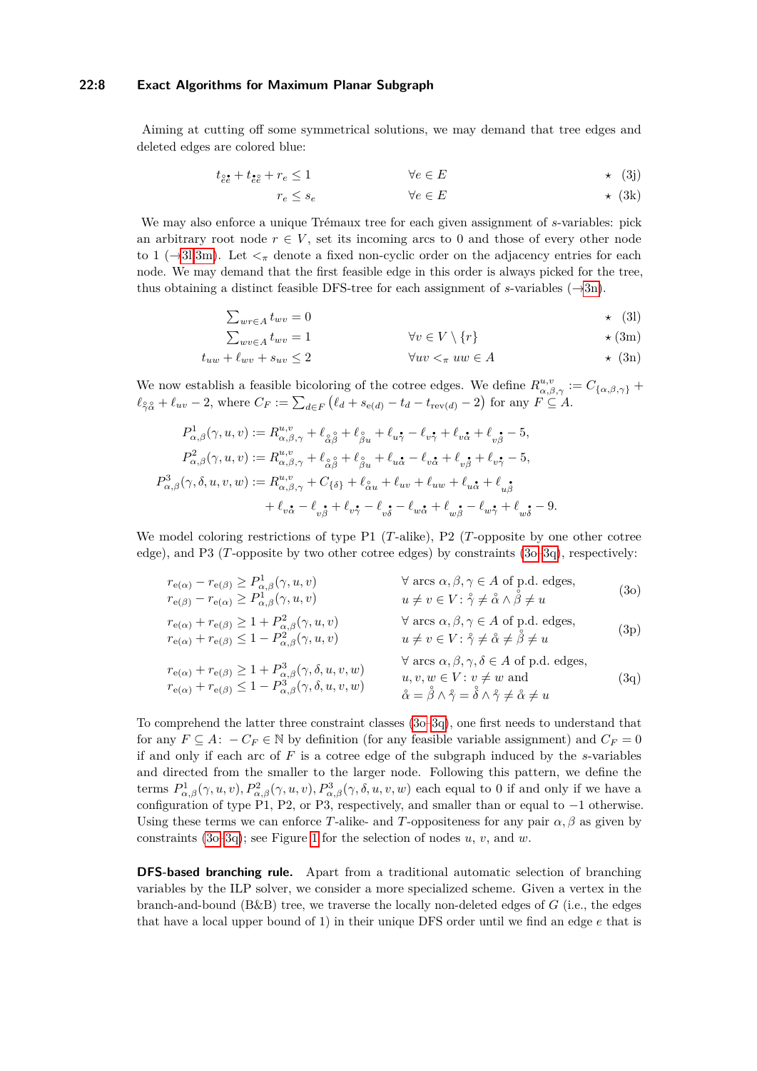Aiming at cutting off some symmetrical solutions, we may demand that tree edges and deleted edges are colored blue:

$$t_{\mathring{e}\overset{\bullet}{e}} + t_{\overset{\bullet}{e}\mathring{e}} + r_e \leq 1 \qquad \forall e \in E \qquad \star \text{ (3j)}$$

$$r_e \leq s_e \qquad \forall e \in E \qquad \star \text{ (3k)}$$

We may also enforce a unique Trémaux tree for each given assignment of $s$-variables: pick an arbitrary root node $r \in V$, set its incoming arcs to 0 and those of every other node to 1 (→3l,3m). Let $<_\pi$ denote a fixed non-cyclic order on the adjacency entries for each node. We may demand that the first feasible edge in this order is always picked for the tree, thus obtaining a distinct feasible DFS-tree for each assignment of $s$-variables (→3n).

$$\textstyle\sum_{wr \in A} t_{wr} = 0 \qquad \star \text{ (3l)}$$

$$\textstyle\sum_{wv \in A} t_{wv} = 1 \qquad \forall v \in V \setminus \{r\} \qquad \star \text{ (3m)}$$

$$t_{uw} + \ell_{wv} + s_{uv} \leq 2 \qquad \forall uv <_\pi uw \in A \qquad \star \text{ (3n)}$$

We now establish a feasible bicoloring of the cotree edges. We define $R^{u,v}_{\alpha,\beta,\gamma} := C_{\{\alpha,\beta,\gamma\}} + \ell_{\mathring{\gamma}\mathring{\alpha}} + \ell_{uv} - 2$, where $C_F := \sum_{d \in F} \left(\ell_d + s_{\mathrm{e}(d)} - t_d - t_{\mathrm{rev}(d)} - 2\right)$ for any $F \subseteq A$.

$$P^1_{\alpha,\beta}(\gamma,u,v) := R^{u,v}_{\alpha,\beta,\gamma} + \ell_{\mathring{\alpha}\mathring{\beta}} + \ell_{\mathring{\beta}u} + \ell_{u\overset{\bullet}{\gamma}} - \ell_{v\overset{\bullet}{\gamma}} + \ell_{v\overset{\bullet}{\alpha}} + \ell_{v\overset{\bullet}{\beta}} - 5,$$

$$P^2_{\alpha,\beta}(\gamma,u,v) := R^{u,v}_{\alpha,\beta,\gamma} + \ell_{\mathring{\alpha}\mathring{\beta}} + \ell_{\mathring{\beta}u} + \ell_{u\overset{\bullet}{\alpha}} - \ell_{v\overset{\bullet}{\alpha}} + \ell_{v\overset{\bullet}{\beta}} + \ell_{v\overset{\bullet}{\gamma}} - 5,$$

$$P^3_{\alpha,\beta}(\gamma,\delta,u,v,w) := R^{u,v}_{\alpha,\beta,\gamma} + C_{\{\delta\}} + \ell_{\mathring{\alpha}u} + \ell_{uv} + \ell_{uw} + \ell_{u\overset{\bullet}{\alpha}} + \ell_{u\overset{\bullet}{\beta}}$$
$$+ \ell_{v\overset{\bullet}{\alpha}} - \ell_{v\overset{\bullet}{\beta}} + \ell_{v\overset{\bullet}{\gamma}} - \ell_{v\overset{\bullet}{\delta}} - \ell_{w\overset{\bullet}{\alpha}} + \ell_{w\overset{\bullet}{\beta}} - \ell_{w\overset{\bullet}{\gamma}} + \ell_{w\overset{\bullet}{\delta}} - 9.$$

We model coloring restrictions of type P1 ($T$-alike), P2 ($T$-opposite by one other cotree edge), and P3 ($T$-opposite by two other cotree edges) by constraints (3o–3q), respectively:

$$\begin{aligned} r_{\mathrm{e}(\alpha)} - r_{\mathrm{e}(\beta)} &\geq P^1_{\alpha,\beta}(\gamma,u,v) \\ r_{\mathrm{e}(\beta)} - r_{\mathrm{e}(\alpha)} &\geq P^1_{\alpha,\beta}(\gamma,u,v) \end{aligned} \qquad \begin{aligned} &\forall \text{ arcs } \alpha,\beta,\gamma \in A \text{ of p.d. edges,} \\ &u \neq v \in V\colon \mathring{\gamma} \neq \mathring{\alpha} \wedge \mathring{\beta} \neq u \end{aligned} \qquad \text{(3o)}$$

$$\begin{aligned} r_{\mathrm{e}(\alpha)} + r_{\mathrm{e}(\beta)} &\geq 1 + P^2_{\alpha,\beta}(\gamma,u,v) \\ r_{\mathrm{e}(\alpha)} + r_{\mathrm{e}(\beta)} &\leq 1 - P^2_{\alpha,\beta}(\gamma,u,v) \end{aligned} \qquad \begin{aligned} &\forall \text{ arcs } \alpha,\beta,\gamma \in A \text{ of p.d. edges,} \\ &u \neq v \in V\colon \mathring{\gamma} \neq \mathring{\alpha} \neq \mathring{\beta} \neq u \end{aligned} \qquad \text{(3p)}$$

$$\begin{aligned} r_{\mathrm{e}(\alpha)} + r_{\mathrm{e}(\beta)} &\geq 1 + P^3_{\alpha,\beta}(\gamma,\delta,u,v,w) \\ r_{\mathrm{e}(\alpha)} + r_{\mathrm{e}(\beta)} &\leq 1 - P^3_{\alpha,\beta}(\gamma,\delta,u,v,w) \end{aligned} \qquad \begin{aligned} &\forall \text{ arcs } \alpha,\beta,\gamma,\delta \in A \text{ of p.d. edges,} \\ &u,v,w \in V\colon v \neq w \text{ and} \\ &\mathring{\alpha} = \mathring{\beta} \wedge \mathring{\gamma} = \mathring{\delta} \wedge \mathring{\gamma} \neq \mathring{\alpha} \neq u \end{aligned} \qquad \text{(3q)}$$

To comprehend the latter three constraint classes (3o–3q), one first needs to understand that for any $F \subseteq A$: $-C_F \in \mathbb{N}$ by definition (for any feasible variable assignment) and $C_F = 0$ if and only if each arc of $F$ is a cotree edge of the subgraph induced by the $s$-variables and directed from the smaller to the larger node. Following this pattern, we define the terms $P^1_{\alpha,\beta}(\gamma,u,v), P^2_{\alpha,\beta}(\gamma,u,v), P^3_{\alpha,\beta}(\gamma,\delta,u,v,w)$ each equal to 0 if and only if we have a configuration of type P1, P2, or P3, respectively, and smaller than or equal to $-1$ otherwise. Using these terms we can enforce $T$-alike- and $T$-oppositeness for any pair $\alpha,\beta$ as given by constraints (3o–3q); see Figure 1 for the selection of nodes $u$, $v$, and $w$.

**DFS-based branching rule.** Apart from a traditional automatic selection of branching variables by the ILP solver, we consider a more specialized scheme. Given a vertex in the branch-and-bound (B&B) tree, we traverse the locally non-deleted edges of $G$ (i.e., the edges that have a local upper bound of 1) in their unique DFS order until we find an edge $e$ that is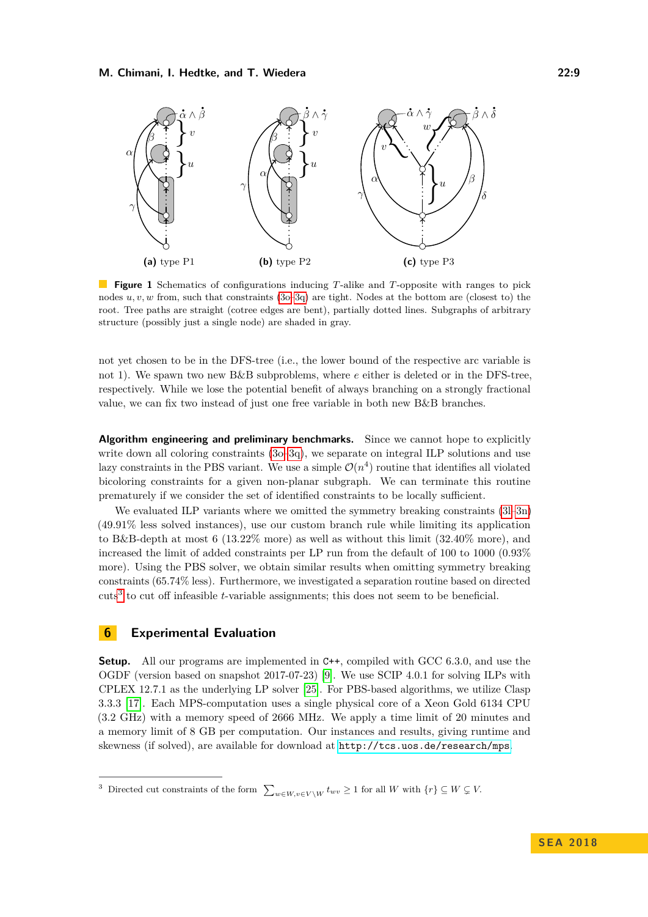(a) type P1 (b) type P2 (c) type P3

**Figure 1** Schematics of configurations inducing $T$-alike and $T$-opposite with ranges to pick nodes $u, v, w$ from, such that constraints (3o–3q) are tight. Nodes at the bottom are (closest to) the root. Tree paths are straight (cotree edges are bent), partially dotted lines. Subgraphs of arbitrary structure (possibly just a single node) are shaded in gray.

not yet chosen to be in the DFS-tree (i.e., the lower bound of the respective arc variable is not 1). We spawn two new B&B subproblems, where $e$ either is deleted or in the DFS-tree, respectively. While we lose the potential benefit of always branching on a strongly fractional value, we can fix two instead of just one free variable in both new B&B branches.

**Algorithm engineering and preliminary benchmarks.** Since we cannot hope to explicitly write down all coloring constraints (3o–3q), we separate on integral ILP solutions and use lazy constraints in the PBS variant. We use a simple $\mathcal{O}(n^4)$ routine that identifies all violated bicoloring constraints for a given non-planar subgraph. We can terminate this routine prematurely if we consider the set of identified constraints to be locally sufficient.

We evaluated ILP variants where we omitted the symmetry breaking constraints (3l–3n) (49.91% less solved instances), use our custom branch rule while limiting its application to B&B-depth at most 6 (13.22% more) as well as without this limit (32.40% more), and increased the limit of added constraints per LP run from the default of 100 to 1000 (0.93% more). Using the PBS solver, we obtain similar results when omitting symmetry breaking constraints (65.74% less). Furthermore, we investigated a separation routine based on directed cuts[3] to cut off infeasible $t$-variable assignments; this does not seem to be beneficial.

## 6 Experimental Evaluation

**Setup.** All our programs are implemented in C++, compiled with GCC 6.3.0, and use the OGDF (version based on snapshot 2017-07-23) [9]. We use SCIP 4.0.1 for solving ILPs with CPLEX 12.7.1 as the underlying LP solver [25]. For PBS-based algorithms, we utilize Clasp 3.3.3 [17]. Each MPS-computation uses a single physical core of a Xeon Gold 6134 CPU (3.2 GHz) with a memory speed of 2666 MHz. We apply a time limit of 20 minutes and a memory limit of 8 GB per computation. Our instances and results, giving runtime and skewness (if solved), are available for download at http://tcs.uos.de/research/mps.

[3] Directed cut constraints of the form $\sum_{w \in W, v \in V \setminus W} t_{wv} \geq 1$ for all $W$ with $\{r\} \subseteq W \subsetneq V$.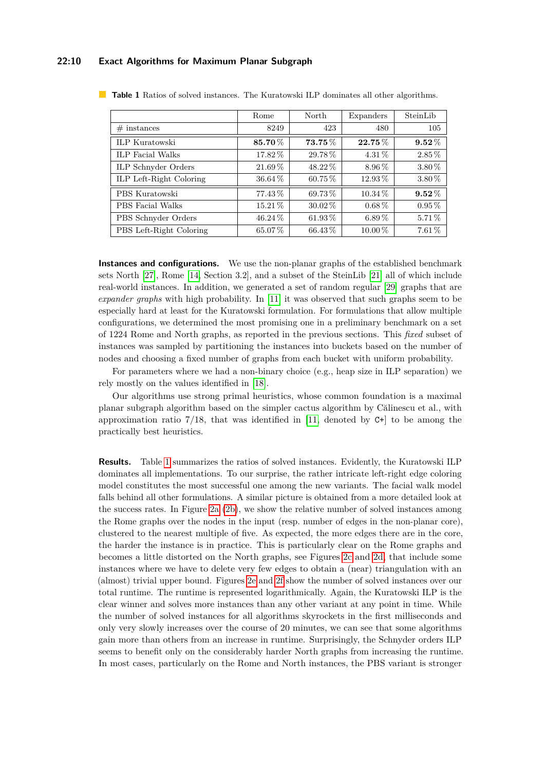**Table 1** Ratios of solved instances. The Kuratowski ILP dominates all other algorithms.

| | Rome | North | Expanders | SteinLib |
|---|---|---|---|---|
| # instances | 8249 | 423 | 480 | 105 |
| ILP Kuratowski | **85.70 %** | **73.75 %** | **22.75 %** | **9.52 %** |
| ILP Facial Walks | 17.82 % | 29.78 % | 4.31 % | 2.85 % |
| ILP Schnyder Orders | 21.69 % | 48.22 % | 8.96 % | 3.80 % |
| ILP Left-Right Coloring | 36.64 % | 60.75 % | 12.93 % | 3.80 % |
| PBS Kuratowski | 77.43 % | 69.73 % | 10.34 % | **9.52 %** |
| PBS Facial Walks | 15.21 % | 30.02 % | 0.68 % | 0.95 % |
| PBS Schnyder Orders | 46.24 % | 61.93 % | 6.89 % | 5.71 % |
| PBS Left-Right Coloring | 65.07 % | 66.43 % | 10.00 % | 7.61 % |

**Instances and configurations.** We use the non-planar graphs of the established benchmark sets North [27], Rome [14, Section 3.2], and a subset of the SteinLib [21] all of which include real-world instances. In addition, we generated a set of random regular [29] graphs that are *expander graphs* with high probability. In [11] it was observed that such graphs seem to be especially hard at least for the Kuratowski formulation. For formulations that allow multiple configurations, we determined the most promising one in a preliminary benchmark on a set of 1224 Rome and North graphs, as reported in the previous sections. This *fixed* subset of instances was sampled by partitioning the instances into buckets based on the number of nodes and choosing a fixed number of graphs from each bucket with uniform probability.

For parameters where we had a non-binary choice (e.g., heap size in ILP separation) we rely mostly on the values identified in [18].

Our algorithms use strong primal heuristics, whose common foundation is a maximal planar subgraph algorithm based on the simpler cactus algorithm by Călinescu et al., with approximation ratio 7/18, that was identified in [11, denoted by `C+`] to be among the practically best heuristics.

**Results.** Table 1 summarizes the ratios of solved instances. Evidently, the Kuratowski ILP dominates all implementations. To our surprise, the rather intricate left-right edge coloring model constitutes the most successful one among the new variants. The facial walk model falls behind all other formulations. A similar picture is obtained from a more detailed look at the success rates. In Figure 2a (2b), we show the relative number of solved instances among the Rome graphs over the nodes in the input (resp. number of edges in the non-planar core), clustered to the nearest multiple of five. As expected, the more edges there are in the core, the harder the instance is in practice. This is particularly clear on the Rome graphs and becomes a little distorted on the North graphs, see Figures 2c and 2d, that include some instances where we have to delete very few edges to obtain a (near) triangulation with an (almost) trivial upper bound. Figures 2e and 2f show the number of solved instances over our total runtime. The runtime is represented logarithmically. Again, the Kuratowski ILP is the clear winner and solves more instances than any other variant at any point in time. While the number of solved instances for all algorithms skyrockets in the first milliseconds and only very slowly increases over the course of 20 minutes, we can see that some algorithms gain more than others from an increase in runtime. Surprisingly, the Schnyder orders ILP seems to benefit only on the considerably harder North graphs from increasing the runtime. In most cases, particularly on the Rome and North instances, the PBS variant is stronger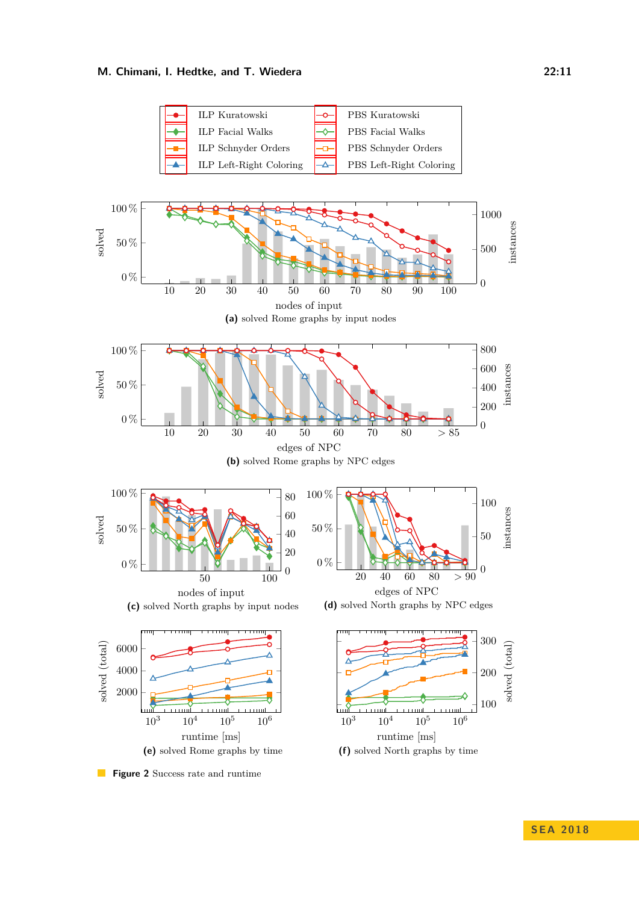(a) solved Rome graphs by input nodes

(b) solved Rome graphs by NPC edges

(c) solved North graphs by input nodes

(d) solved North graphs by NPC edges

(e) solved Rome graphs by time

(f) solved North graphs by time

**Figure 2** Success rate and runtime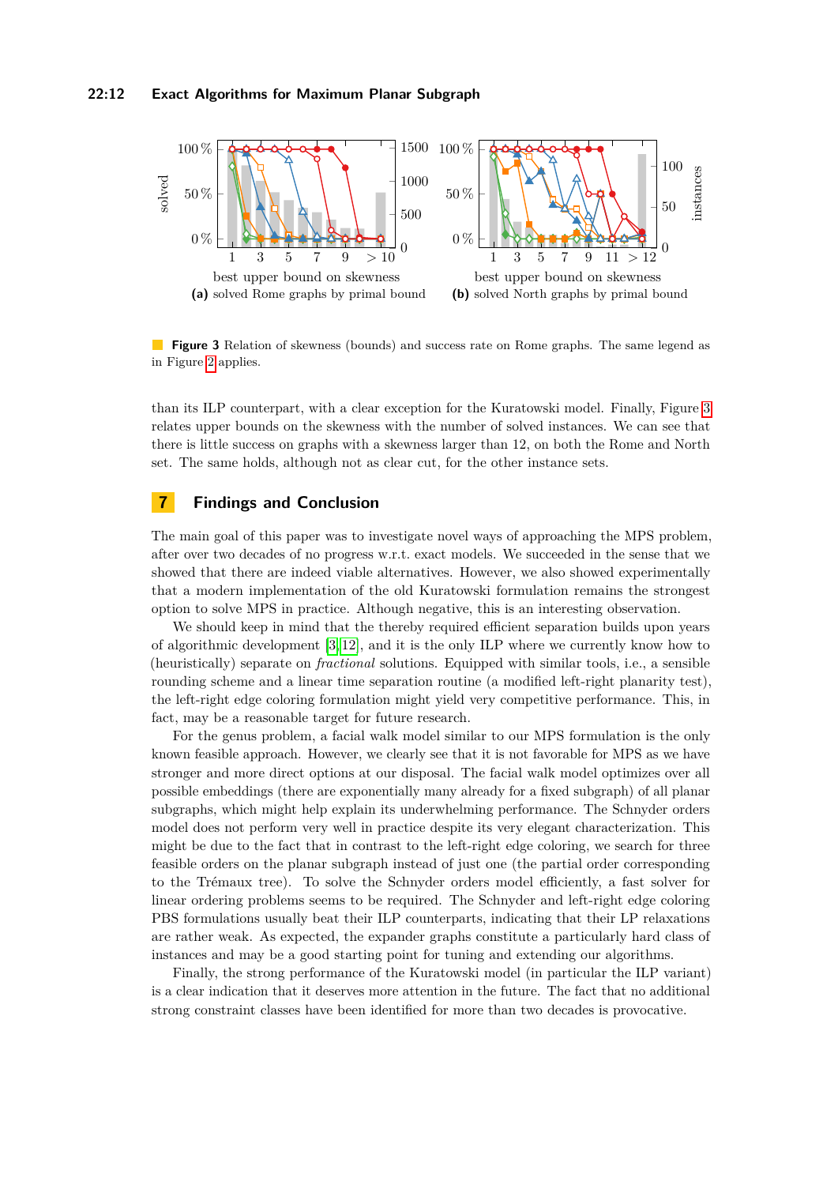solved
100 %
50 %
0 %
1500
1000
500
0
1 3 5 7 9 > 10
best upper bound on skewness
**(a)** solved Rome graphs by primal bound

100 %
50 %
0 %
100
50
0
instances
1 3 5 7 9 11 > 12
best upper bound on skewness
**(b)** solved North graphs by primal bound

**Figure 3** Relation of skewness (bounds) and success rate on Rome graphs. The same legend as in Figure 2 applies.

than its ILP counterpart, with a clear exception for the Kuratowski model. Finally, Figure 3 relates upper bounds on the skewness with the number of solved instances. We can see that there is little success on graphs with a skewness larger than 12, on both the Rome and North set. The same holds, although not as clear cut, for the other instance sets.

## 7 Findings and Conclusion

The main goal of this paper was to investigate novel ways of approaching the MPS problem, after over two decades of no progress w.r.t. exact models. We succeeded in the sense that we showed that there are indeed viable alternatives. However, we also showed experimentally that a modern implementation of the old Kuratowski formulation remains the strongest option to solve MPS in practice. Although negative, this is an interesting observation.

We should keep in mind that the thereby required efficient separation builds upon years of algorithmic development [3, 12], and it is the only ILP where we currently know how to (heuristically) separate on *fractional* solutions. Equipped with similar tools, i.e., a sensible rounding scheme and a linear time separation routine (a modified left-right planarity test), the left-right edge coloring formulation might yield very competitive performance. This, in fact, may be a reasonable target for future research.

For the genus problem, a facial walk model similar to our MPS formulation is the only known feasible approach. However, we clearly see that it is not favorable for MPS as we have stronger and more direct options at our disposal. The facial walk model optimizes over all possible embeddings (there are exponentially many already for a fixed subgraph) of all planar subgraphs, which might help explain its underwhelming performance. The Schnyder orders model does not perform very well in practice despite its very elegant characterization. This might be due to the fact that in contrast to the left-right edge coloring, we search for three feasible orders on the planar subgraph instead of just one (the partial order corresponding to the Trémaux tree). To solve the Schnyder orders model efficiently, a fast solver for linear ordering problems seems to be required. The Schnyder and left-right edge coloring PBS formulations usually beat their ILP counterparts, indicating that their LP relaxations are rather weak. As expected, the expander graphs constitute a particularly hard class of instances and may be a good starting point for tuning and extending our algorithms.

Finally, the strong performance of the Kuratowski model (in particular the ILP variant) is a clear indication that it deserves more attention in the future. The fact that no additional strong constraint classes have been identified for more than two decades is provocative.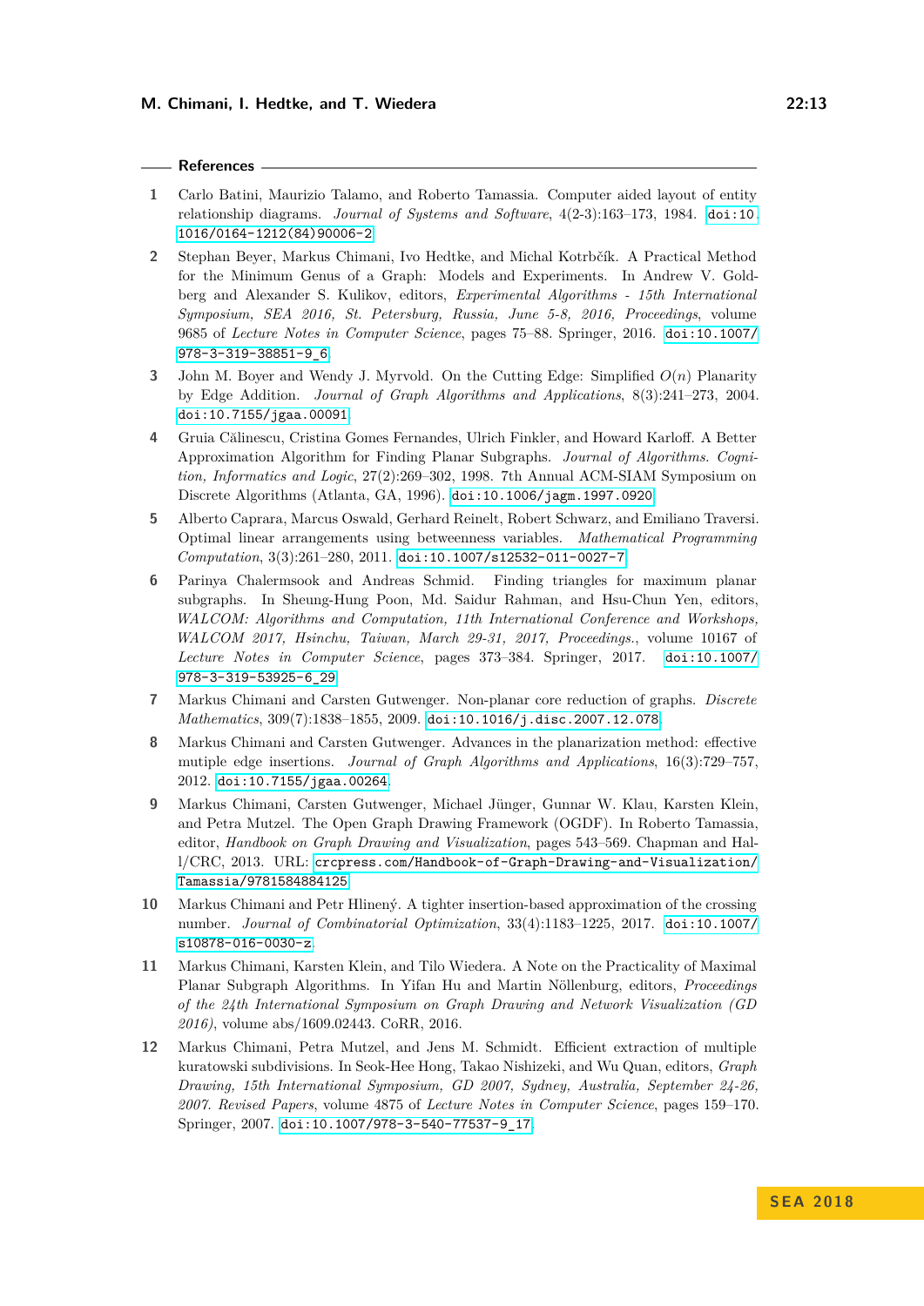## References

1. Carlo Batini, Maurizio Talamo, and Roberto Tamassia. Computer aided layout of entity relationship diagrams. *Journal of Systems and Software*, 4(2-3):163–173, 1984. doi:10.1016/0164-1212(84)90006-2.
2. Stephan Beyer, Markus Chimani, Ivo Hedtke, and Michal Kotrbčík. A Practical Method for the Minimum Genus of a Graph: Models and Experiments. In Andrew V. Goldberg and Alexander S. Kulikov, editors, *Experimental Algorithms - 15th International Symposium, SEA 2016, St. Petersburg, Russia, June 5-8, 2016, Proceedings*, volume 9685 of *Lecture Notes in Computer Science*, pages 75–88. Springer, 2016. doi:10.1007/978-3-319-38851-9_6.
3. John M. Boyer and Wendy J. Myrvold. On the Cutting Edge: Simplified $O(n)$ Planarity by Edge Addition. *Journal of Graph Algorithms and Applications*, 8(3):241–273, 2004. doi:10.7155/jgaa.00091.
4. Gruia Călinescu, Cristina Gomes Fernandes, Ulrich Finkler, and Howard Karloff. A Better Approximation Algorithm for Finding Planar Subgraphs. *Journal of Algorithms. Cognition, Informatics and Logic*, 27(2):269–302, 1998. 7th Annual ACM-SIAM Symposium on Discrete Algorithms (Atlanta, GA, 1996). doi:10.1006/jagm.1997.0920.
5. Alberto Caprara, Marcus Oswald, Gerhard Reinelt, Robert Schwarz, and Emiliano Traversi. Optimal linear arrangements using betweenness variables. *Mathematical Programming Computation*, 3(3):261–280, 2011. doi:10.1007/s12532-011-0027-7.
6. Parinya Chalermsook and Andreas Schmid. Finding triangles for maximum planar subgraphs. In Sheung-Hung Poon, Md. Saidur Rahman, and Hsu-Chun Yen, editors, *WALCOM: Algorithms and Computation, 11th International Conference and Workshops, WALCOM 2017, Hsinchu, Taiwan, March 29-31, 2017, Proceedings.*, volume 10167 of *Lecture Notes in Computer Science*, pages 373–384. Springer, 2017. doi:10.1007/978-3-319-53925-6_29.
7. Markus Chimani and Carsten Gutwenger. Non-planar core reduction of graphs. *Discrete Mathematics*, 309(7):1838–1855, 2009. doi:10.1016/j.disc.2007.12.078.
8. Markus Chimani and Carsten Gutwenger. Advances in the planarization method: effective mutiple edge insertions. *Journal of Graph Algorithms and Applications*, 16(3):729–757, 2012. doi:10.7155/jgaa.00264.
9. Markus Chimani, Carsten Gutwenger, Michael Jünger, Gunnar W. Klau, Karsten Klein, and Petra Mutzel. The Open Graph Drawing Framework (OGDF). In Roberto Tamassia, editor, *Handbook on Graph Drawing and Visualization*, pages 543–569. Chapman and Hall/CRC, 2013. URL: crcpress.com/Handbook-of-Graph-Drawing-and-Visualization/Tamassia/9781584884125.
10. Markus Chimani and Petr Hliněný. A tighter insertion-based approximation of the crossing number. *Journal of Combinatorial Optimization*, 33(4):1183–1225, 2017. doi:10.1007/s10878-016-0030-z.
11. Markus Chimani, Karsten Klein, and Tilo Wiedera. A Note on the Practicality of Maximal Planar Subgraph Algorithms. In Yifan Hu and Martin Nöllenburg, editors, *Proceedings of the 24th International Symposium on Graph Drawing and Network Visualization (GD 2016)*, volume abs/1609.02443. CoRR, 2016.
12. Markus Chimani, Petra Mutzel, and Jens M. Schmidt. Efficient extraction of multiple kuratowski subdivisions. In Seok-Hee Hong, Takao Nishizeki, and Wu Quan, editors, *Graph Drawing, 15th International Symposium, GD 2007, Sydney, Australia, September 24-26, 2007. Revised Papers*, volume 4875 of *Lecture Notes in Computer Science*, pages 159–170. Springer, 2007. doi:10.1007/978-3-540-77537-9_17.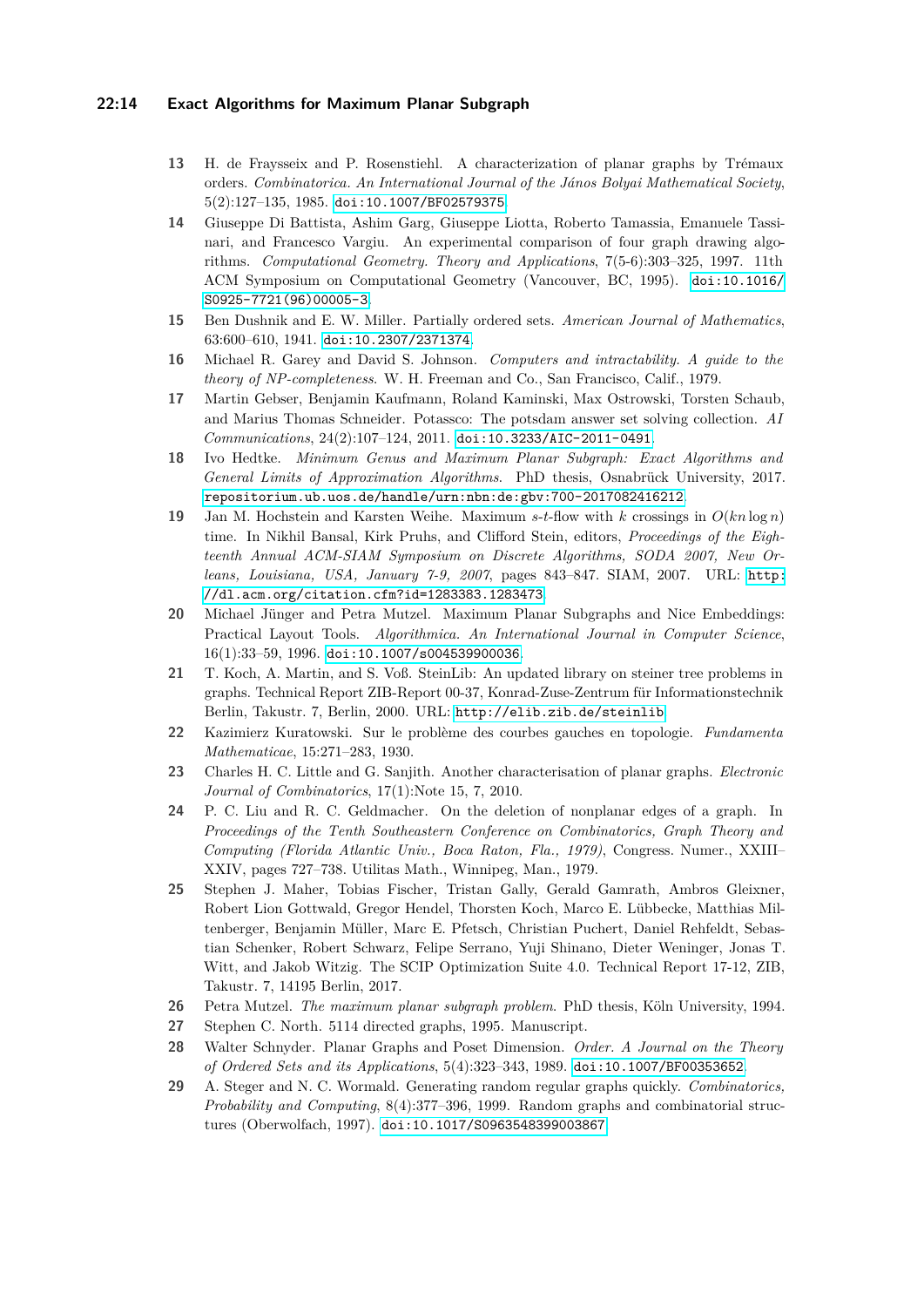**13** H. de Fraysseix and P. Rosenstiehl. A characterization of planar graphs by Trémaux orders. *Combinatorica. An International Journal of the János Bolyai Mathematical Society*, 5(2):127–135, 1985. doi:10.1007/BF02579375.

**14** Giuseppe Di Battista, Ashim Garg, Giuseppe Liotta, Roberto Tamassia, Emanuele Tassinari, and Francesco Vargiu. An experimental comparison of four graph drawing algorithms. *Computational Geometry. Theory and Applications*, 7(5-6):303–325, 1997. 11th ACM Symposium on Computational Geometry (Vancouver, BC, 1995). doi:10.1016/S0925-7721(96)00005-3.

**15** Ben Dushnik and E. W. Miller. Partially ordered sets. *American Journal of Mathematics*, 63:600–610, 1941. doi:10.2307/2371374.

**16** Michael R. Garey and David S. Johnson. *Computers and intractability. A guide to the theory of NP-completeness*. W. H. Freeman and Co., San Francisco, Calif., 1979.

**17** Martin Gebser, Benjamin Kaufmann, Roland Kaminski, Max Ostrowski, Torsten Schaub, and Marius Thomas Schneider. Potassco: The potsdam answer set solving collection. *AI Communications*, 24(2):107–124, 2011. doi:10.3233/AIC-2011-0491.

**18** Ivo Hedtke. *Minimum Genus and Maximum Planar Subgraph: Exact Algorithms and General Limits of Approximation Algorithms*. PhD thesis, Osnabrück University, 2017. repositorium.ub.uos.de/handle/urn:nbn:de:gbv:700-2017082416212.

**19** Jan M. Hochstein and Karsten Weihe. Maximum $s$-$t$-flow with $k$ crossings in $O(kn \log n)$ time. In Nikhil Bansal, Kirk Pruhs, and Clifford Stein, editors, *Proceedings of the Eighteenth Annual ACM-SIAM Symposium on Discrete Algorithms, SODA 2007, New Orleans, Louisiana, USA, January 7-9, 2007*, pages 843–847. SIAM, 2007. URL: http://dl.acm.org/citation.cfm?id=1283383.1283473.

**20** Michael Jünger and Petra Mutzel. Maximum Planar Subgraphs and Nice Embeddings: Practical Layout Tools. *Algorithmica. An International Journal in Computer Science*, 16(1):33–59, 1996. doi:10.1007/s004539900036.

**21** T. Koch, A. Martin, and S. Voß. SteinLib: An updated library on steiner tree problems in graphs. Technical Report ZIB-Report 00-37, Konrad-Zuse-Zentrum für Informationstechnik Berlin, Takustr. 7, Berlin, 2000. URL: http://elib.zib.de/steinlib.

**22** Kazimierz Kuratowski. Sur le problème des courbes gauches en topologie. *Fundamenta Mathematicae*, 15:271–283, 1930.

**23** Charles H. C. Little and G. Sanjith. Another characterisation of planar graphs. *Electronic Journal of Combinatorics*, 17(1):Note 15, 7, 2010.

**24** P. C. Liu and R. C. Geldmacher. On the deletion of nonplanar edges of a graph. In *Proceedings of the Tenth Southeastern Conference on Combinatorics, Graph Theory and Computing (Florida Atlantic Univ., Boca Raton, Fla., 1979)*, Congress. Numer., XXIII–XXIV, pages 727–738. Utilitas Math., Winnipeg, Man., 1979.

**25** Stephen J. Maher, Tobias Fischer, Tristan Gally, Gerald Gamrath, Ambros Gleixner, Robert Lion Gottwald, Gregor Hendel, Thorsten Koch, Marco E. Lübbecke, Matthias Miltenberger, Benjamin Müller, Marc E. Pfetsch, Christian Puchert, Daniel Rehfeldt, Sebastian Schenker, Robert Schwarz, Felipe Serrano, Yuji Shinano, Dieter Weninger, Jonas T. Witt, and Jakob Witzig. The SCIP Optimization Suite 4.0. Technical Report 17-12, ZIB, Takustr. 7, 14195 Berlin, 2017.

**26** Petra Mutzel. *The maximum planar subgraph problem*. PhD thesis, Köln University, 1994.

**27** Stephen C. North. 5114 directed graphs, 1995. Manuscript.

**28** Walter Schnyder. Planar Graphs and Poset Dimension. *Order. A Journal on the Theory of Ordered Sets and its Applications*, 5(4):323–343, 1989. doi:10.1007/BF00353652.

**29** A. Steger and N. C. Wormald. Generating random regular graphs quickly. *Combinatorics, Probability and Computing*, 8(4):377–396, 1999. Random graphs and combinatorial structures (Oberwolfach, 1997). doi:10.1017/S0963548399003867.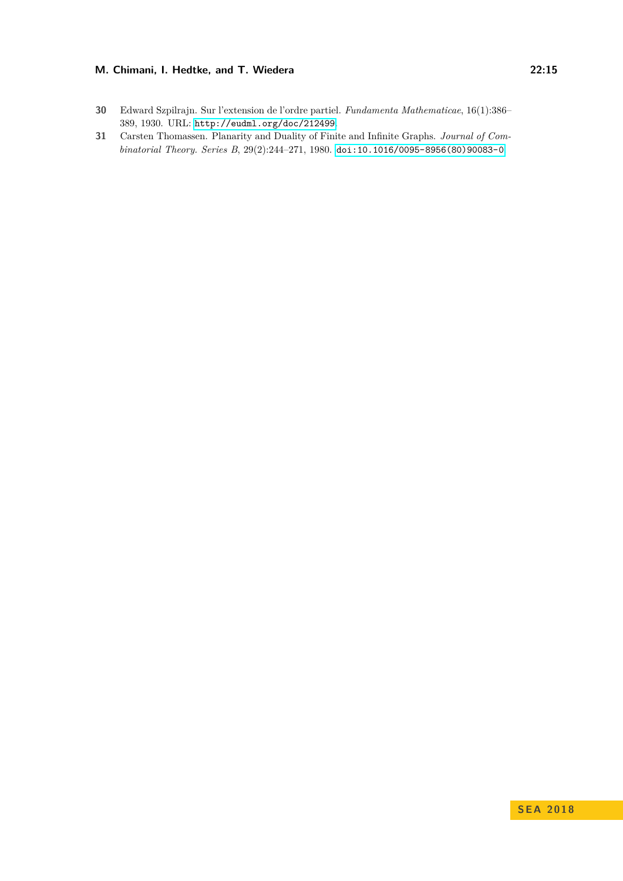30 Edward Szpilrajn. Sur l'extension de l'ordre partiel. *Fundamenta Mathematicae*, 16(1):386–389, 1930. URL: http://eudml.org/doc/212499.

31 Carsten Thomassen. Planarity and Duality of Finite and Infinite Graphs. *Journal of Combinatorial Theory. Series B*, 29(2):244–271, 1980. doi:10.1016/0095-8956(80)90083-0.